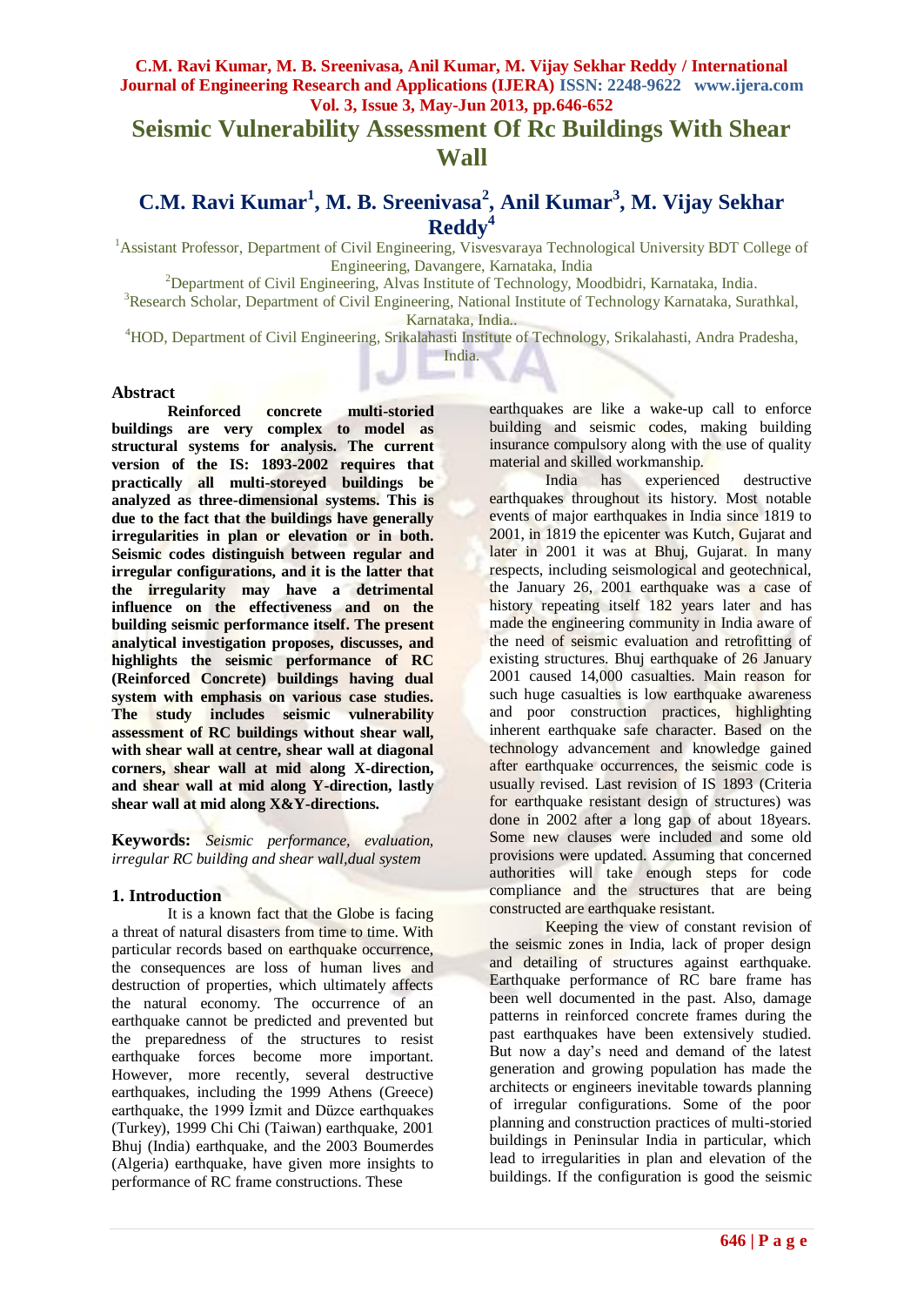# Seismic Vulnerability Assessment Of Rc Buildings With Shear Wall

## C.M. Ravi Kumar[1], M. B. Sreenivasa[2], Anil Kumar[3], M. Vijay Sekhar Reddy[4]

[1]Assistant Professor, Department of Civil Engineering, Visvesvaraya Technological University BDT College of Engineering, Davangere, Karnataka, India

[2]Department of Civil Engineering, Alvas Institute of Technology, Moodbidri, Karnataka, India.

[3]Research Scholar, Department of Civil Engineering, National Institute of Technology Karnataka, Surathkal, Karnataka, India..

[4]HOD, Department of Civil Engineering, Srikalahasti Institute of Technology, Srikalahasti, Andra Pradesha, India.

### Abstract

**Reinforced concrete multi-storied buildings are very complex to model as structural systems for analysis. The current version of the IS: 1893-2002 requires that practically all multi-storeyed buildings be analyzed as three-dimensional systems. This is due to the fact that the buildings have generally irregularities in plan or elevation or in both. Seismic codes distinguish between regular and irregular configurations, and it is the latter that the irregularity may have a detrimental influence on the effectiveness and on the building seismic performance itself. The present analytical investigation proposes, discusses, and highlights the seismic performance of RC (Reinforced Concrete) buildings having dual system with emphasis on various case studies. The study includes seismic vulnerability assessment of RC buildings without shear wall, with shear wall at centre, shear wall at diagonal corners, shear wall at mid along X-direction, and shear wall at mid along Y-direction, lastly shear wall at mid along X&Y-directions.**

**Keywords:** *Seismic performance, evaluation, irregular RC building and shear wall,dual system*

### 1. Introduction

It is a known fact that the Globe is facing a threat of natural disasters from time to time. With particular records based on earthquake occurrence, the consequences are loss of human lives and destruction of properties, which ultimately affects the natural economy. The occurrence of an earthquake cannot be predicted and prevented but the preparedness of the structures to resist earthquake forces become more important. However, more recently, several destructive earthquakes, including the 1999 Athens (Greece) earthquake, the 1999 İzmit and Düzce earthquakes (Turkey), 1999 Chi Chi (Taiwan) earthquake, 2001 Bhuj (India) earthquake, and the 2003 Boumerdes (Algeria) earthquake, have given more insights to performance of RC frame constructions. These earthquakes are like a wake-up call to enforce building and seismic codes, making building insurance compulsory along with the use of quality material and skilled workmanship.

India has experienced destructive earthquakes throughout its history. Most notable events of major earthquakes in India since 1819 to 2001, in 1819 the epicenter was Kutch, Gujarat and later in 2001 it was at Bhuj, Gujarat. In many respects, including seismological and geotechnical, the January 26, 2001 earthquake was a case of history repeating itself 182 years later and has made the engineering community in India aware of the need of seismic evaluation and retrofitting of existing structures. Bhuj earthquake of 26 January 2001 caused 14,000 casualties. Main reason for such huge casualties is low earthquake awareness and poor construction practices, highlighting inherent earthquake safe character. Based on the technology advancement and knowledge gained after earthquake occurrences, the seismic code is usually revised. Last revision of IS 1893 (Criteria for earthquake resistant design of structures) was done in 2002 after a long gap of about 18years. Some new clauses were included and some old provisions were updated. Assuming that concerned authorities will take enough steps for code compliance and the structures that are being constructed are earthquake resistant.

Keeping the view of constant revision of the seismic zones in India, lack of proper design and detailing of structures against earthquake. Earthquake performance of RC bare frame has been well documented in the past. Also, damage patterns in reinforced concrete frames during the past earthquakes have been extensively studied. But now a day's need and demand of the latest generation and growing population has made the architects or engineers inevitable towards planning of irregular configurations. Some of the poor planning and construction practices of multi-storied buildings in Peninsular India in particular, which lead to irregularities in plan and elevation of the buildings. If the configuration is good the seismic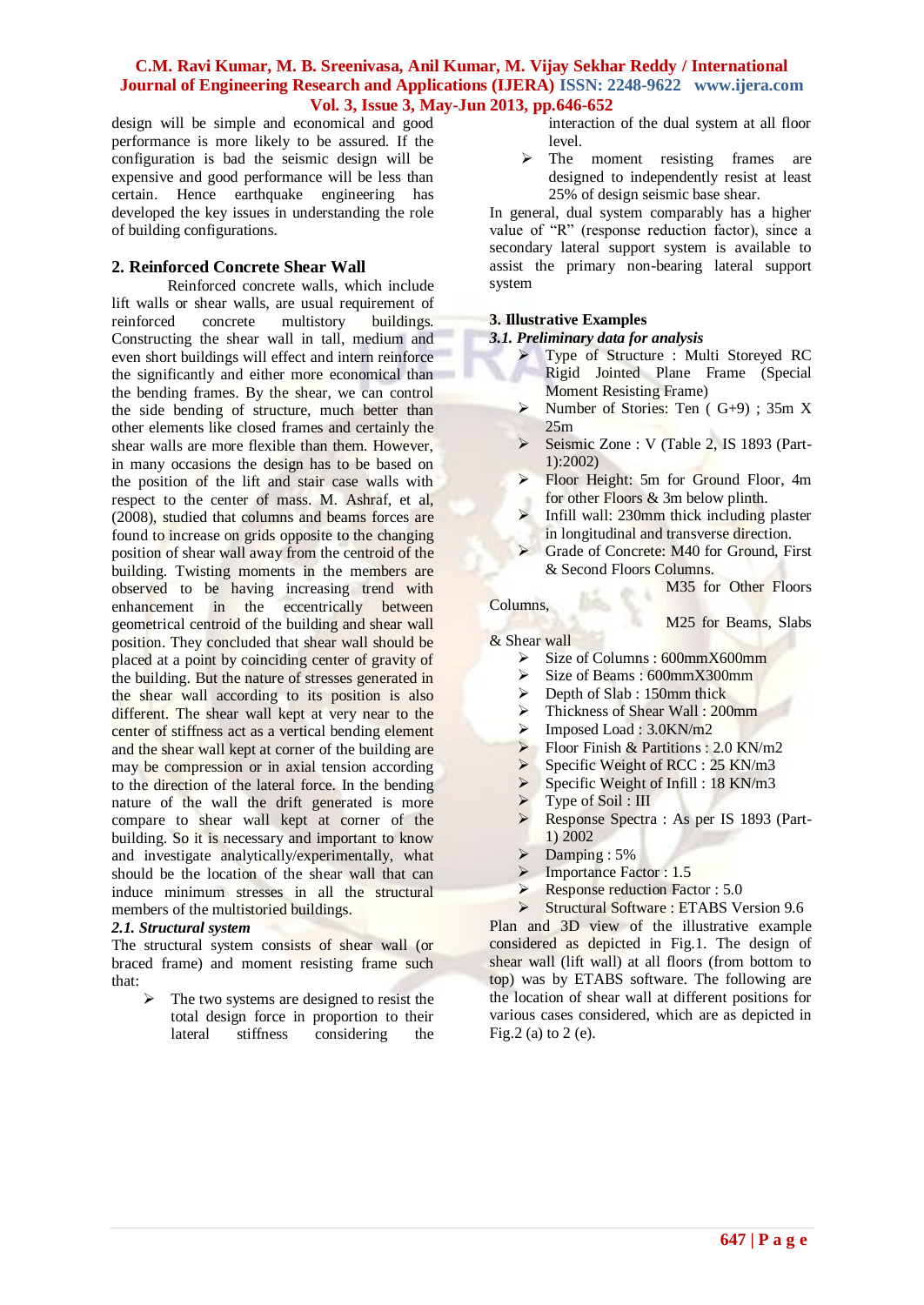design will be simple and economical and good performance is more likely to be assured. If the configuration is bad the seismic design will be expensive and good performance will be less than certain. Hence earthquake engineering has developed the key issues in understanding the role of building configurations.

## 2. Reinforced Concrete Shear Wall

Reinforced concrete walls, which include lift walls or shear walls, are usual requirement of reinforced concrete multistory buildings. Constructing the shear wall in tall, medium and even short buildings will effect and intern reinforce the significantly and either more economical than the bending frames. By the shear, we can control the side bending of structure, much better than other elements like closed frames and certainly the shear walls are more flexible than them. However, in many occasions the design has to be based on the position of the lift and stair case walls with respect to the center of mass. M. Ashraf, et al, (2008), studied that columns and beams forces are found to increase on grids opposite to the changing position of shear wall away from the centroid of the building. Twisting moments in the members are observed to be having increasing trend with enhancement in the eccentrically between geometrical centroid of the building and shear wall position. They concluded that shear wall should be placed at a point by coinciding center of gravity of the building. But the nature of stresses generated in the shear wall according to its position is also different. The shear wall kept at very near to the center of stiffness act as a vertical bending element and the shear wall kept at corner of the building are may be compression or in axial tension according to the direction of the lateral force. In the bending nature of the wall the drift generated is more compare to shear wall kept at corner of the building. So it is necessary and important to know and investigate analytically/experimentally, what should be the location of the shear wall that can induce minimum stresses in all the structural members of the multistoried buildings.

### *2.1. Structural system*

The structural system consists of shear wall (or braced frame) and moment resisting frame such that:

- The two systems are designed to resist the total design force in proportion to their lateral stiffness considering the interaction of the dual system at all floor level.
- The moment resisting frames are designed to independently resist at least 25% of design seismic base shear.

In general, dual system comparably has a higher value of "R" (response reduction factor), since a secondary lateral support system is available to assist the primary non-bearing lateral support system

## 3. Illustrative Examples

### *3.1. Preliminary data for analysis*

- Type of Structure : Multi Storeyed RC Rigid Jointed Plane Frame (Special Moment Resisting Frame)
- Number of Stories: Ten ( G+9) ; 35m X 25m
- Seismic Zone : V (Table 2, IS 1893 (Part-1):2002)
- Floor Height: 5m for Ground Floor, 4m for other Floors & 3m below plinth.
- Infill wall: 230mm thick including plaster in longitudinal and transverse direction.
- Grade of Concrete: M40 for Ground, First & Second Floors Columns.
  
  M35 for Other Floors Columns,
  
  M25 for Beams, Slabs & Shear wall
- Size of Columns : 600mmX600mm
- Size of Beams : 600mmX300mm
- Depth of Slab : 150mm thick
- Thickness of Shear Wall : 200mm
- Imposed Load : 3.0KN/m2
- Floor Finish & Partitions : 2.0 KN/m2
- Specific Weight of RCC : 25 KN/m3
- Specific Weight of Infill : 18 KN/m3
- Type of Soil : III
- Response Spectra : As per IS 1893 (Part-1) 2002
- Damping : 5%
- Importance Factor : 1.5
- Response reduction Factor : 5.0
- Structural Software : ETABS Version 9.6

Plan and 3D view of the illustrative example considered as depicted in Fig.1. The design of shear wall (lift wall) at all floors (from bottom to top) was by ETABS software. The following are the location of shear wall at different positions for various cases considered, which are as depicted in Fig.2 (a) to 2 (e).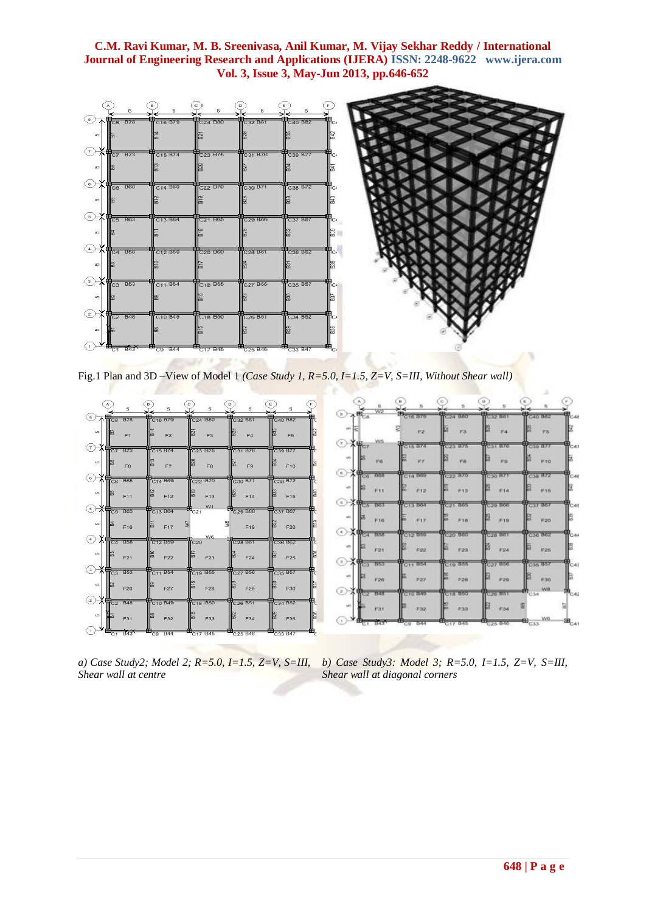Fig.1 Plan and 3D –View of Model 1 *(Case Study 1, R=5.0, I=1.5, Z=V, S=III, Without Shear wall)*

*a) Case Study2; Model 2; R=5.0, I=1.5, Z=V, S=III, Shear wall at centre*

*b) Case Study3: Model 3; R=5.0, I=1.5, Z=V, S=III, Shear wall at diagonal corners*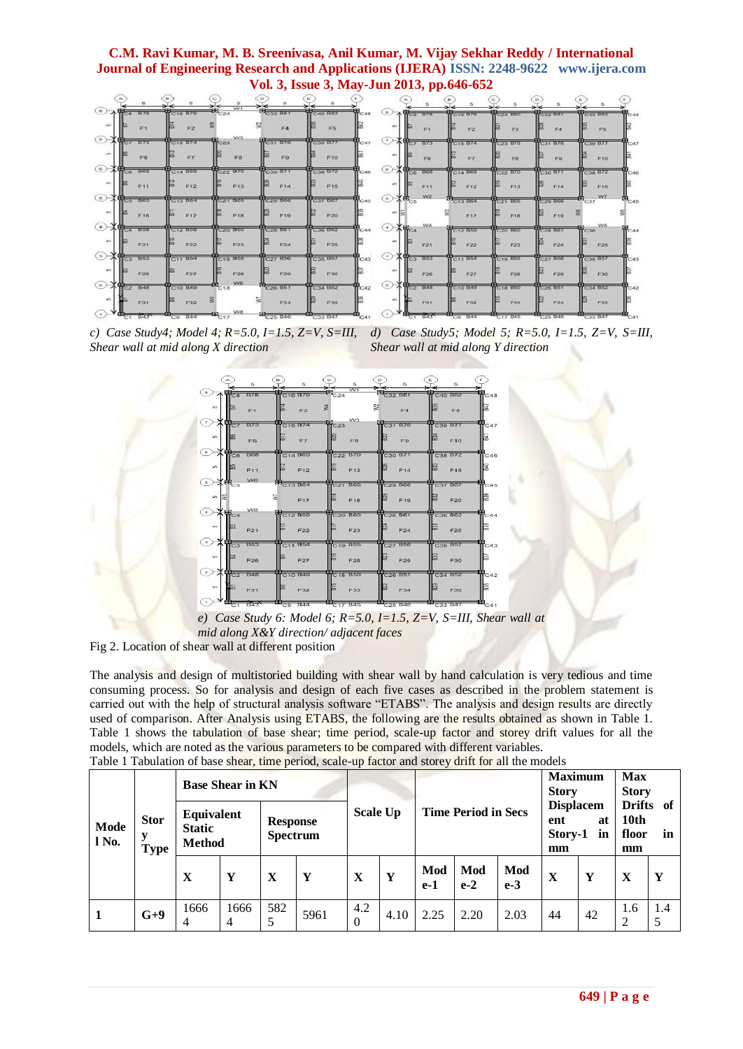*c) Case Study4; Model 4; R=5.0, I=1.5, Z=V, S=III, Shear wall at mid along X direction*

*d) Case Study5; Model 5; R=5.0, I=1.5, Z=V, S=III, Shear wall at mid along Y direction*

*e) Case Study 6: Model 6; R=5.0, I=1.5, Z=V, S=III, Shear wall at mid along X&Y direction/ adjacent faces*

Fig 2. Location of shear wall at different position

The analysis and design of multistoried building with shear wall by hand calculation is very tedious and time consuming process. So for analysis and design of each five cases as described in the problem statement is carried out with the help of structural analysis software "ETABS". The analysis and design results are directly used of comparison. After Analysis using ETABS, the following are the results obtained as shown in Table 1. Table 1 shows the tabulation of base shear; time period, scale-up factor and storey drift values for all the models, which are noted as the various parameters to be compared with different variables.

Table 1 Tabulation of base shear, time period, scale-up factor and storey drift for all the models

| **Model No.** | **Story Type** | **Base Shear in KN** | | | | **Scale Up** | | **Time Period in Secs** | | | **Maximum Story Displacement at Story-1 in mm** | | **Max Story Drifts of 10th floor in mm** | |
|---|---|---|---|---|---|---|---|---|---|---|---|---|---|---|
| | | **Equivalent Static Method** | | **Response Spectrum** | | | | | | | | | | |
| | | **X** | **Y** | **X** | **Y** | **X** | **Y** | **Mode-1** | **Mode-2** | **Mode-3** | **X** | **Y** | **X** | **Y** |
| **1** | **G+9** | 16664 | 16664 | 5825 | 5961 | 4.20 | 4.10 | 2.25 | 2.20 | 2.03 | 44 | 42 | 1.62 | 1.45 |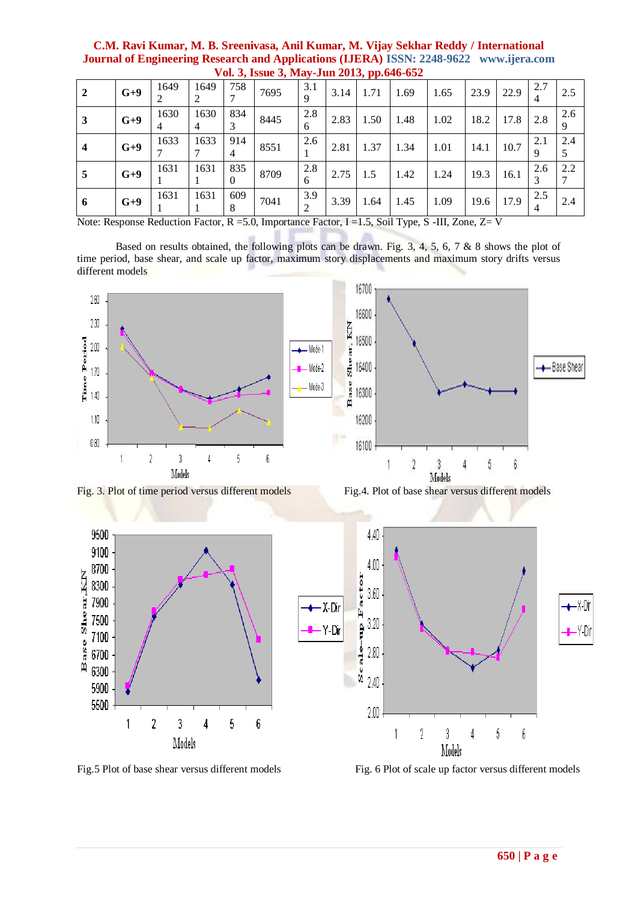| 2 | G+9 | 16492 | 16492 | 7587 | 7695 | 3.19 | 3.14 | 1.71 | 1.69 | 1.65 | 23.9 | 22.9 | 2.74 | 2.5 |
|---|---|---|---|---|---|---|---|---|---|---|---|---|---|---|
| 3 | G+9 | 16304 | 16304 | 8343 | 8445 | 2.86 | 2.83 | 1.50 | 1.48 | 1.02 | 18.2 | 17.8 | 2.8 | 2.69 |
| 4 | G+9 | 16337 | 16337 | 9144 | 8551 | 2.61 | 2.81 | 1.37 | 1.34 | 1.01 | 14.1 | 10.7 | 2.19 | 2.45 |
| 5 | G+9 | 16311 | 16311 | 8350 | 8709 | 2.86 | 2.75 | 1.5 | 1.42 | 1.24 | 19.3 | 16.1 | 2.63 | 2.27 |
| 6 | G+9 | 16311 | 16311 | 6098 | 7041 | 3.92 | 3.39 | 1.64 | 1.45 | 1.09 | 19.6 | 17.9 | 2.54 | 2.4 |

Note: Response Reduction Factor, R =5.0, Importance Factor, I =1.5, Soil Type, S -III, Zone, Z= V

Based on results obtained, the following plots can be drawn. Fig. 3, 4, 5, 6, 7 & 8 shows the plot of time period, base shear, and scale up factor, maximum story displacements and maximum story drifts versus different models

Fig. 3. Plot of time period versus different models

Fig.4. Plot of base shear versus different models

Fig.5 Plot of base shear versus different models

Fig. 6 Plot of scale up factor versus different models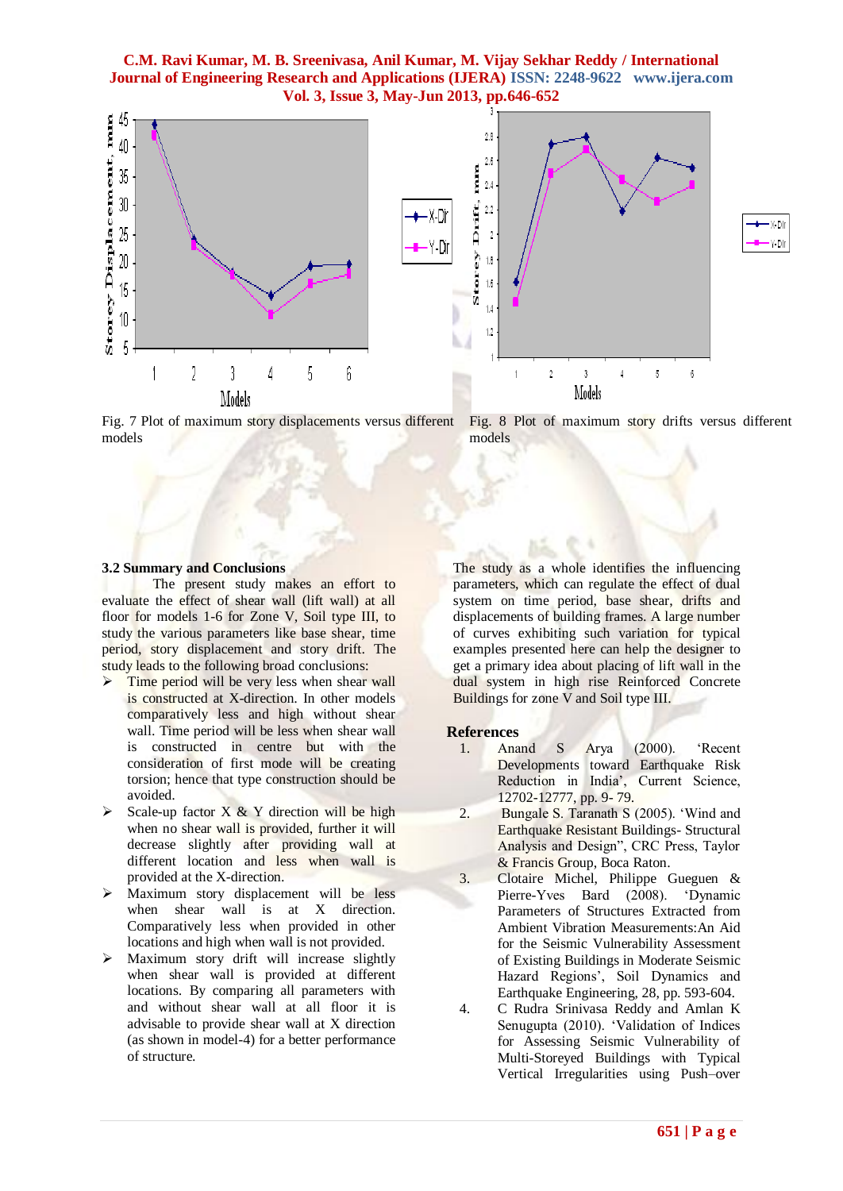Fig. 7 Plot of maximum story displacements versus different models

Fig. 8 Plot of maximum story drifts versus different models

### 3.2 Summary and Conclusions

The present study makes an effort to evaluate the effect of shear wall (lift wall) at all floor for models 1-6 for Zone V, Soil type III, to study the various parameters like base shear, time period, story displacement and story drift. The study leads to the following broad conclusions:

- Time period will be very less when shear wall is constructed at X-direction. In other models comparatively less and high without shear wall. Time period will be less when shear wall is constructed in centre but with the consideration of first mode will be creating torsion; hence that type construction should be avoided.
- Scale-up factor X & Y direction will be high when no shear wall is provided, further it will decrease slightly after providing wall at different location and less when wall is provided at the X-direction.
- Maximum story displacement will be less when shear wall is at X direction. Comparatively less when provided in other locations and high when wall is not provided.
- Maximum story drift will increase slightly when shear wall is provided at different locations. By comparing all parameters with and without shear wall at all floor it is advisable to provide shear wall at X direction (as shown in model-4) for a better performance of structure.

The study as a whole identifies the influencing parameters, which can regulate the effect of dual system on time period, base shear, drifts and displacements of building frames. A large number of curves exhibiting such variation for typical examples presented here can help the designer to get a primary idea about placing of lift wall in the dual system in high rise Reinforced Concrete Buildings for zone V and Soil type III.

## References

1. Anand S Arya (2000). 'Recent Developments toward Earthquake Risk Reduction in India', Current Science, 12702-12777, pp. 9- 79.
2. Bungale S. Taranath S (2005). 'Wind and Earthquake Resistant Buildings- Structural Analysis and Design", CRC Press, Taylor & Francis Group, Boca Raton.
3. Clotaire Michel, Philippe Gueguen & Pierre-Yves Bard (2008). 'Dynamic Parameters of Structures Extracted from Ambient Vibration Measurements:An Aid for the Seismic Vulnerability Assessment of Existing Buildings in Moderate Seismic Hazard Regions', Soil Dynamics and Earthquake Engineering, 28, pp. 593-604.
4. C Rudra Srinivasa Reddy and Amlan K Senugupta (2010). 'Validation of Indices for Assessing Seismic Vulnerability of Multi-Storeyed Buildings with Typical Vertical Irregularities using Push–over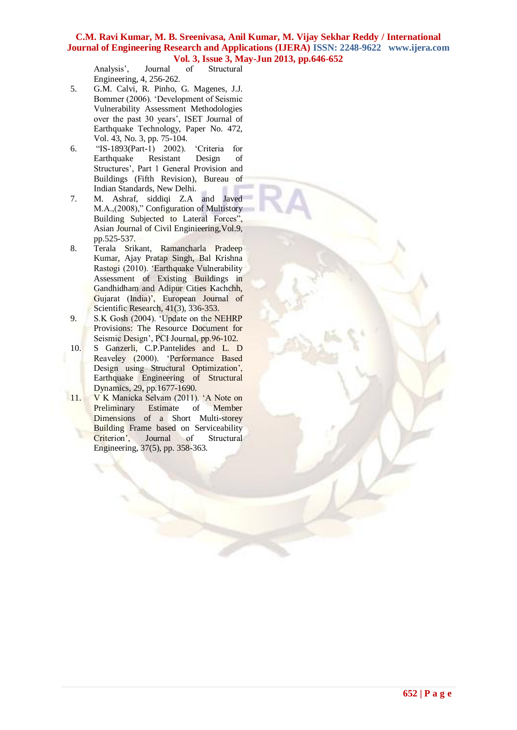Analysis', Journal of Structural Engineering, 4, 256-262.

5. G.M. Calvi, R. Pinho, G. Magenes, J.J. Bommer (2006). 'Development of Seismic Vulnerability Assessment Methodologies over the past 30 years', ISET Journal of Earthquake Technology, Paper No. 472, Vol. 43, No. 3, pp. 75-104.
6. "IS-1893(Part-1) 2002). 'Criteria for Earthquake Resistant Design of Structures', Part 1 General Provision and Buildings (Fifth Revision), Bureau of Indian Standards, New Delhi.
7. M. Ashraf, siddiqi Z.A and Javed M.A.,(2008)," Configuration of Multistory Building Subjected to Lateral Forces", Asian Journal of Civil Enginieering,Vol.9, pp.525-537.
8. Terala Srikant, Ramancharla Pradeep Kumar, Ajay Pratap Singh, Bal Krishna Rastogi (2010). 'Earthquake Vulnerability Assessment of Existing Buildings in Gandhidham and Adipur Cities Kachchh, Gujarat (India)', European Journal of Scientific Research, 41(3), 336-353.
9. S.K Gosh (2004). 'Update on the NEHRP Provisions: The Resource Document for Seismic Design', PCI Journal, pp.96-102.
10. S Ganzerli, C.P.Pantelides and L. D Reaveley (2000). 'Performance Based Design using Structural Optimization', Earthquake Engineering of Structural Dynamics, 29, pp.1677-1690.
11. V K Manicka Selvam (2011). 'A Note on Preliminary Estimate of Member Dimensions of a Short Multi-storey Building Frame based on Serviceability Criterion', Journal of Structural Engineering, 37(5), pp. 358-363.